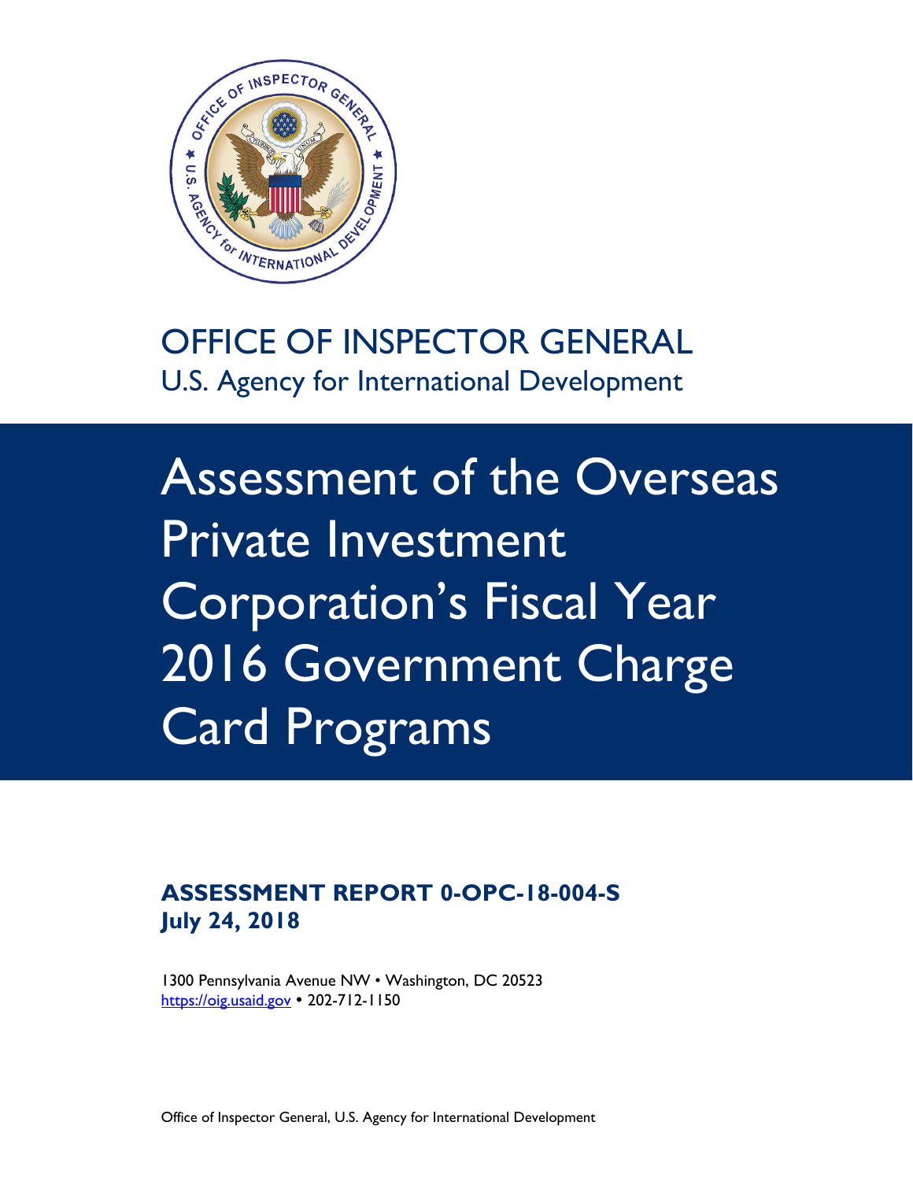OFFICE OF INSPECTOR GENERAL
U.S. Agency for International Development

# Assessment of the Overseas Private Investment Corporation's Fiscal Year 2016 Government Charge Card Programs

**ASSESSMENT REPORT 0-OPC-18-004-S**
**July 24, 2018**

1300 Pennsylvania Avenue NW • Washington, DC 20523
https://oig.usaid.gov • 202-712-1150

Office of Inspector General, U.S. Agency for International Development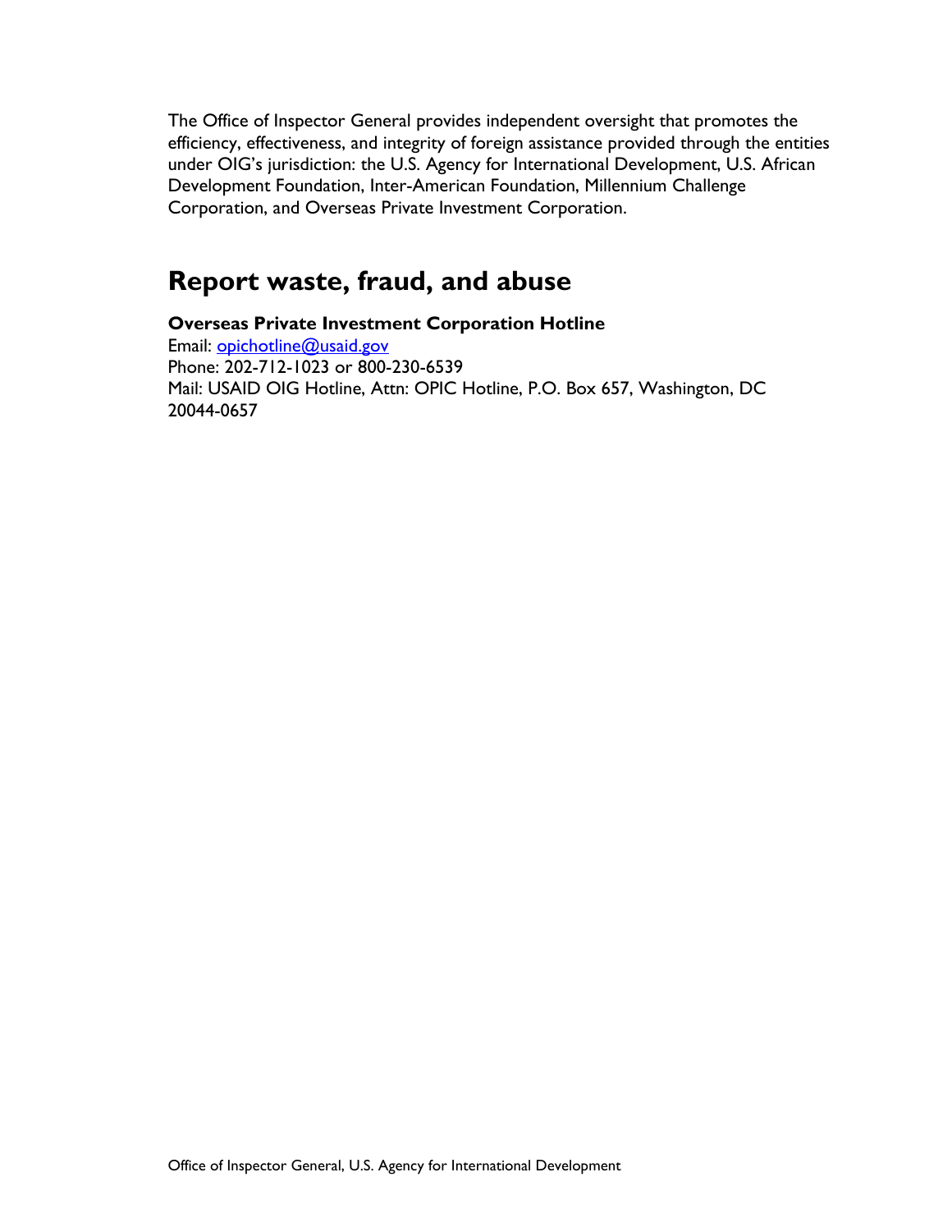The Office of Inspector General provides independent oversight that promotes the efficiency, effectiveness, and integrity of foreign assistance provided through the entities under OIG's jurisdiction: the U.S. Agency for International Development, U.S. African Development Foundation, Inter-American Foundation, Millennium Challenge Corporation, and Overseas Private Investment Corporation.

## Report waste, fraud, and abuse

**Overseas Private Investment Corporation Hotline**
Email: opichotline@usaid.gov
Phone: 202-712-1023 or 800-230-6539
Mail: USAID OIG Hotline, Attn: OPIC Hotline, P.O. Box 657, Washington, DC 20044-0657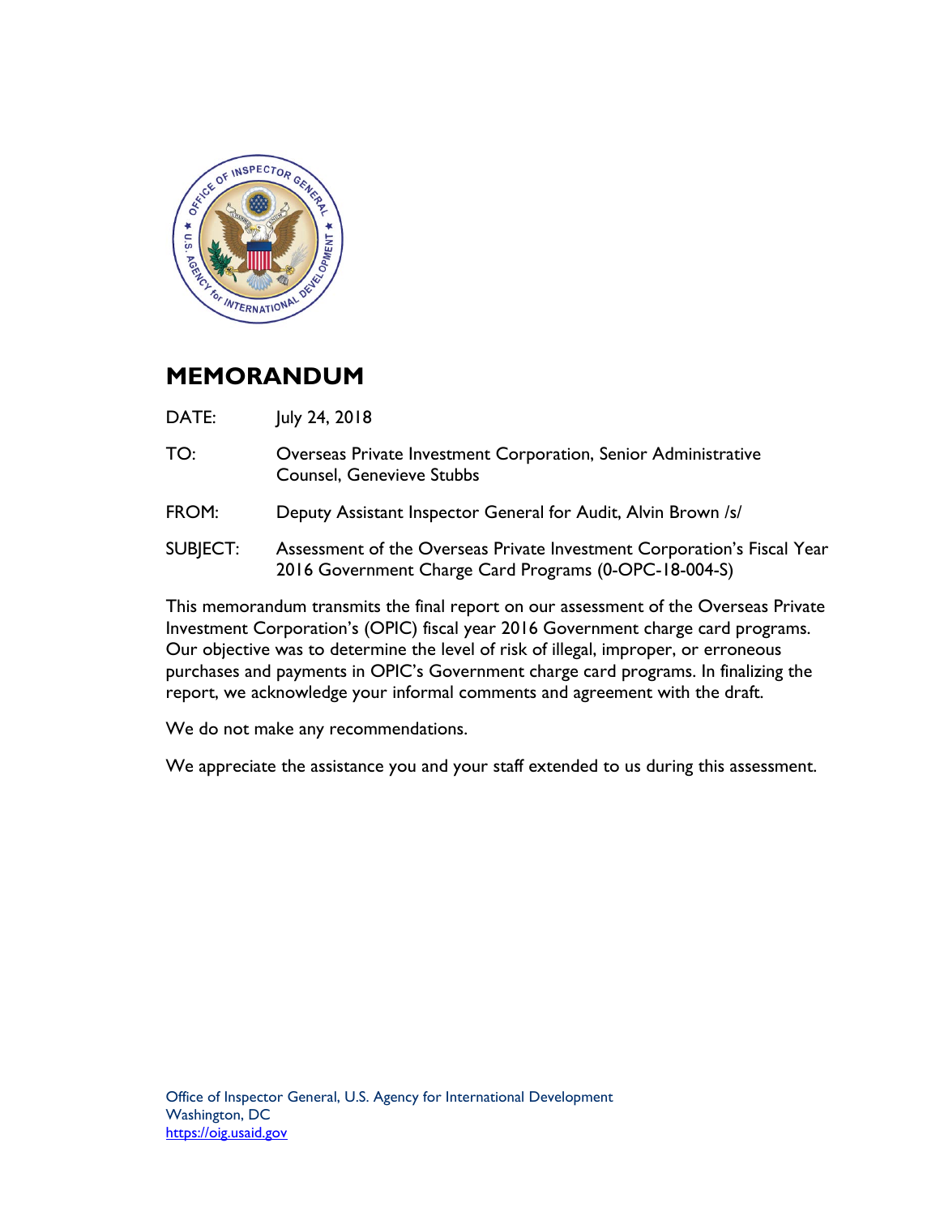# MEMORANDUM

DATE: July 24, 2018

TO: Overseas Private Investment Corporation, Senior Administrative Counsel, Genevieve Stubbs

FROM: Deputy Assistant Inspector General for Audit, Alvin Brown /s/

SUBJECT: Assessment of the Overseas Private Investment Corporation's Fiscal Year 2016 Government Charge Card Programs (0-OPC-18-004-S)

This memorandum transmits the final report on our assessment of the Overseas Private Investment Corporation's (OPIC) fiscal year 2016 Government charge card programs. Our objective was to determine the level of risk of illegal, improper, or erroneous purchases and payments in OPIC's Government charge card programs. In finalizing the report, we acknowledge your informal comments and agreement with the draft.

We do not make any recommendations.

We appreciate the assistance you and your staff extended to us during this assessment.

Office of Inspector General, U.S. Agency for International Development
Washington, DC
https://oig.usaid.gov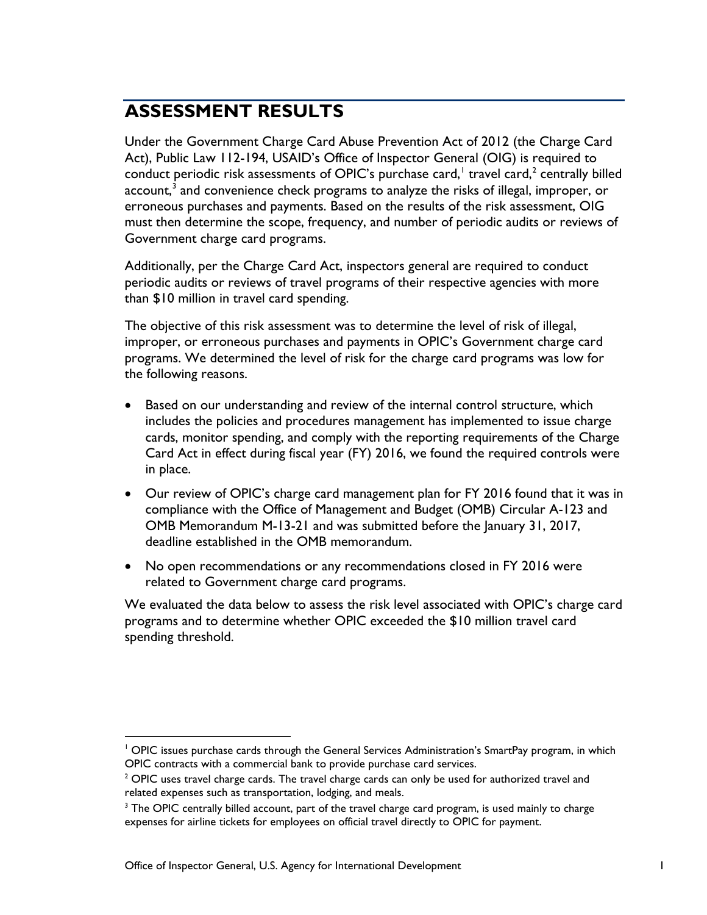## ASSESSMENT RESULTS

Under the Government Charge Card Abuse Prevention Act of 2012 (the Charge Card Act), Public Law 112-194, USAID's Office of Inspector General (OIG) is required to conduct periodic risk assessments of OPIC's purchase card,[1] travel card,[2] centrally billed account,[3] and convenience check programs to analyze the risks of illegal, improper, or erroneous purchases and payments. Based on the results of the risk assessment, OIG must then determine the scope, frequency, and number of periodic audits or reviews of Government charge card programs.

Additionally, per the Charge Card Act, inspectors general are required to conduct periodic audits or reviews of travel programs of their respective agencies with more than $10 million in travel card spending.

The objective of this risk assessment was to determine the level of risk of illegal, improper, or erroneous purchases and payments in OPIC's Government charge card programs. We determined the level of risk for the charge card programs was low for the following reasons.

- Based on our understanding and review of the internal control structure, which includes the policies and procedures management has implemented to issue charge cards, monitor spending, and comply with the reporting requirements of the Charge Card Act in effect during fiscal year (FY) 2016, we found the required controls were in place.
- Our review of OPIC's charge card management plan for FY 2016 found that it was in compliance with the Office of Management and Budget (OMB) Circular A-123 and OMB Memorandum M-13-21 and was submitted before the January 31, 2017, deadline established in the OMB memorandum.
- No open recommendations or any recommendations closed in FY 2016 were related to Government charge card programs.

We evaluated the data below to assess the risk level associated with OPIC's charge card programs and to determine whether OPIC exceeded the $10 million travel card spending threshold.

---

[1] OPIC issues purchase cards through the General Services Administration's SmartPay program, in which OPIC contracts with a commercial bank to provide purchase card services.

[2] OPIC uses travel charge cards. The travel charge cards can only be used for authorized travel and related expenses such as transportation, lodging, and meals.

[3] The OPIC centrally billed account, part of the travel charge card program, is used mainly to charge expenses for airline tickets for employees on official travel directly to OPIC for payment.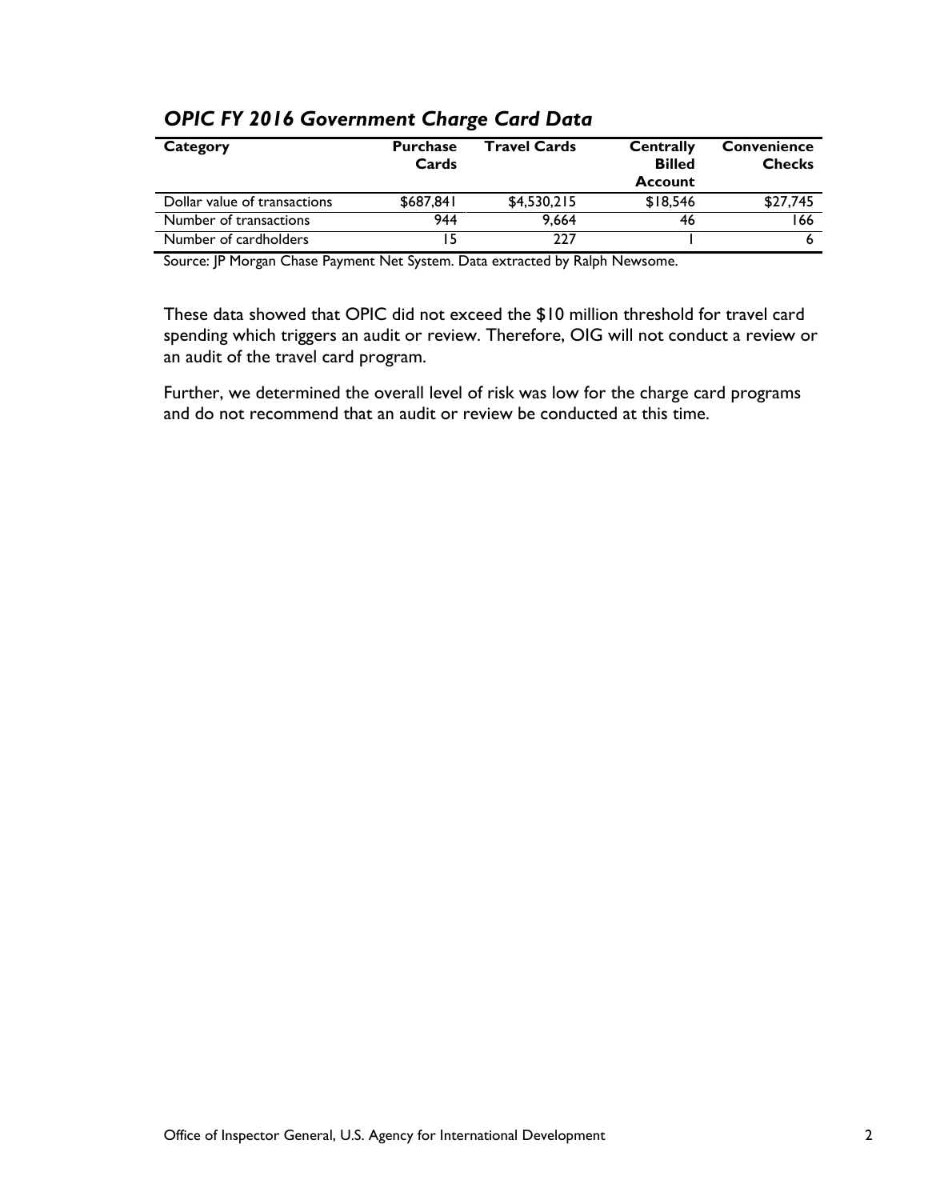*OPIC FY 2016 Government Charge Card Data*

| Category | Purchase Cards | Travel Cards | Centrally Billed Account | Convenience Checks |
|---|---|---|---|---|
| Dollar value of transactions | $687,841 | $4,530,215 | $18,546 | $27,745 |
| Number of transactions | 944 | 9,664 | 46 | 166 |
| Number of cardholders | 15 | 227 | 1 | 6 |

Source: JP Morgan Chase Payment Net System. Data extracted by Ralph Newsome.

These data showed that OPIC did not exceed the $10 million threshold for travel card spending which triggers an audit or review. Therefore, OIG will not conduct a review or an audit of the travel card program.

Further, we determined the overall level of risk was low for the charge card programs and do not recommend that an audit or review be conducted at this time.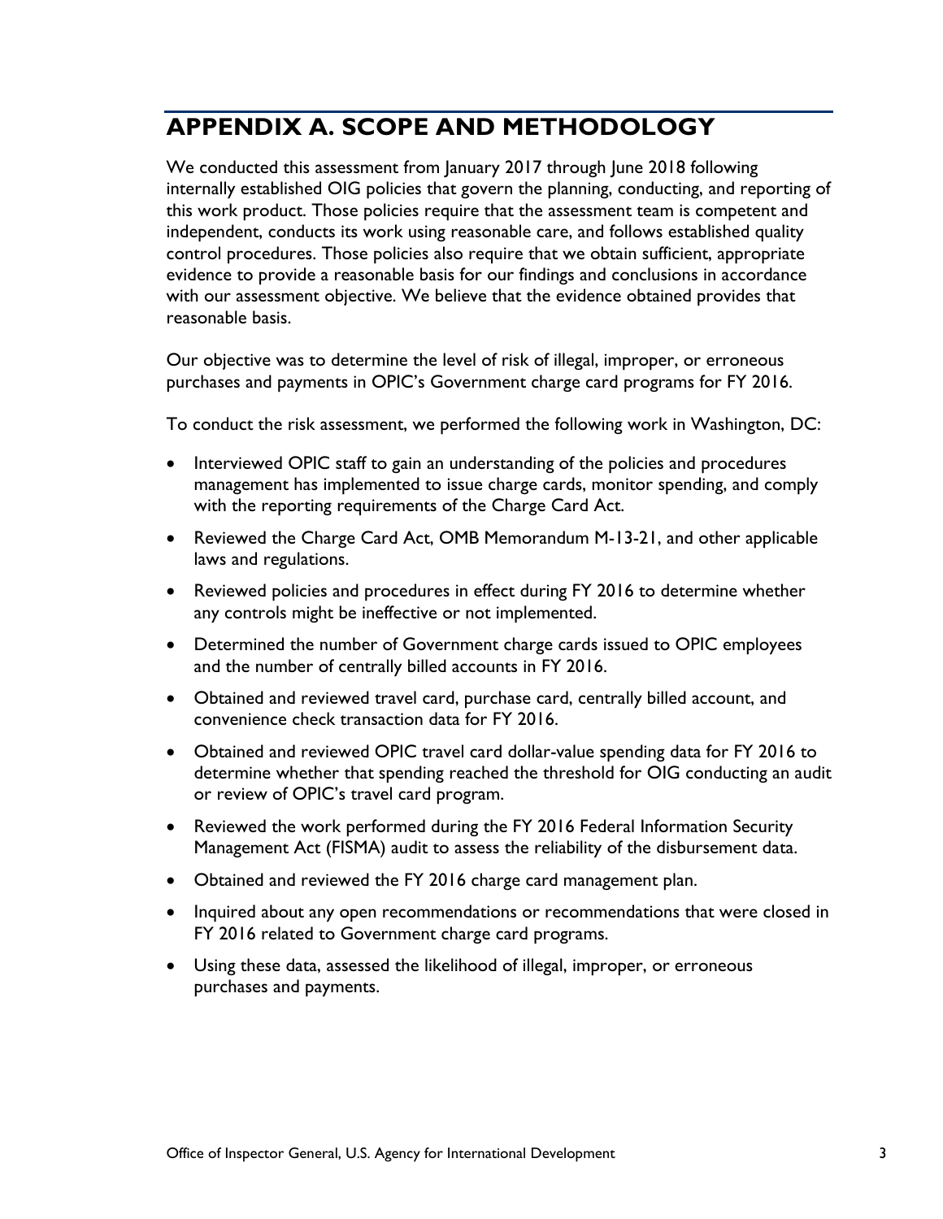# APPENDIX A. SCOPE AND METHODOLOGY

We conducted this assessment from January 2017 through June 2018 following internally established OIG policies that govern the planning, conducting, and reporting of this work product. Those policies require that the assessment team is competent and independent, conducts its work using reasonable care, and follows established quality control procedures. Those policies also require that we obtain sufficient, appropriate evidence to provide a reasonable basis for our findings and conclusions in accordance with our assessment objective. We believe that the evidence obtained provides that reasonable basis.

Our objective was to determine the level of risk of illegal, improper, or erroneous purchases and payments in OPIC's Government charge card programs for FY 2016.

To conduct the risk assessment, we performed the following work in Washington, DC:

- Interviewed OPIC staff to gain an understanding of the policies and procedures management has implemented to issue charge cards, monitor spending, and comply with the reporting requirements of the Charge Card Act.
- Reviewed the Charge Card Act, OMB Memorandum M-13-21, and other applicable laws and regulations.
- Reviewed policies and procedures in effect during FY 2016 to determine whether any controls might be ineffective or not implemented.
- Determined the number of Government charge cards issued to OPIC employees and the number of centrally billed accounts in FY 2016.
- Obtained and reviewed travel card, purchase card, centrally billed account, and convenience check transaction data for FY 2016.
- Obtained and reviewed OPIC travel card dollar-value spending data for FY 2016 to determine whether that spending reached the threshold for OIG conducting an audit or review of OPIC's travel card program.
- Reviewed the work performed during the FY 2016 Federal Information Security Management Act (FISMA) audit to assess the reliability of the disbursement data.
- Obtained and reviewed the FY 2016 charge card management plan.
- Inquired about any open recommendations or recommendations that were closed in FY 2016 related to Government charge card programs.
- Using these data, assessed the likelihood of illegal, improper, or erroneous purchases and payments.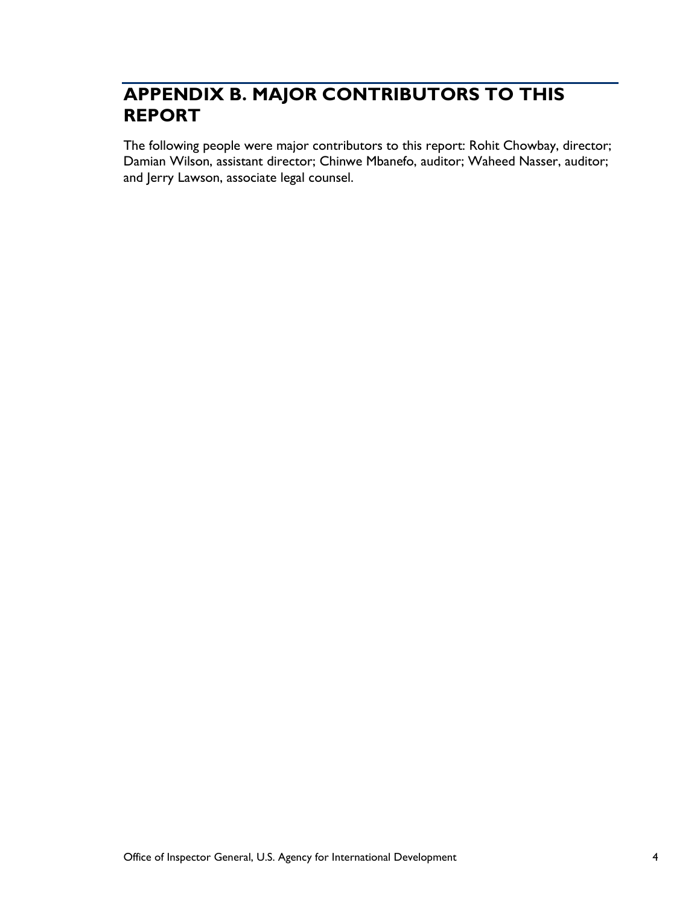# APPENDIX B. MAJOR CONTRIBUTORS TO THIS REPORT

The following people were major contributors to this report: Rohit Chowbay, director; Damian Wilson, assistant director; Chinwe Mbanefo, auditor; Waheed Nasser, auditor; and Jerry Lawson, associate legal counsel.